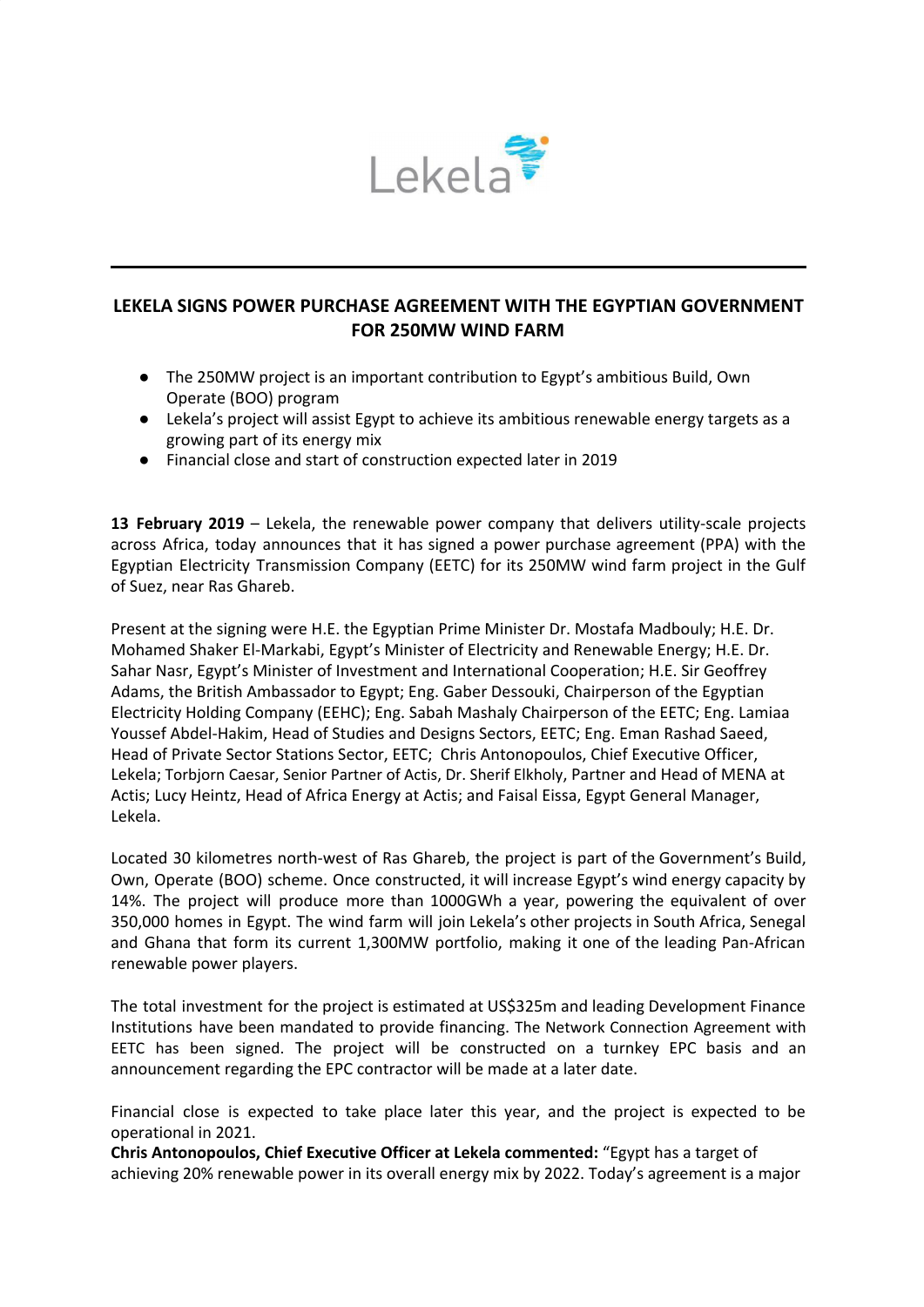Lekela

# LEKELA SIGNS POWER PURCHASE AGREEMENT WITH THE EGYPTIAN GOVERNMENT FOR 250MW WIND FARM

- The 250MW project is an important contribution to Egypt's ambitious Build, Own Operate (BOO) program
- Lekela's project will assist Egypt to achieve its ambitious renewable energy targets as a growing part of its energy mix
- Financial close and start of construction expected later in 2019

**13 February 2019** – Lekela, the renewable power company that delivers utility-scale projects across Africa, today announces that it has signed a power purchase agreement (PPA) with the Egyptian Electricity Transmission Company (EETC) for its 250MW wind farm project in the Gulf of Suez, near Ras Ghareb.

Present at the signing were H.E. the Egyptian Prime Minister Dr. Mostafa Madbouly; H.E. Dr. Mohamed Shaker El-Markabi, Egypt's Minister of Electricity and Renewable Energy; H.E. Dr. Sahar Nasr, Egypt's Minister of Investment and International Cooperation; H.E. Sir Geoffrey Adams, the British Ambassador to Egypt; Eng. Gaber Dessouki, Chairperson of the Egyptian Electricity Holding Company (EEHC); Eng. Sabah Mashaly Chairperson of the EETC; Eng. Lamiaa Youssef Abdel-Hakim, Head of Studies and Designs Sectors, EETC; Eng. Eman Rashad Saeed, Head of Private Sector Stations Sector, EETC; Chris Antonopoulos, Chief Executive Officer, Lekela; Torbjorn Caesar, Senior Partner of Actis, Dr. Sherif Elkholy, Partner and Head of MENA at Actis; Lucy Heintz, Head of Africa Energy at Actis; and Faisal Eissa, Egypt General Manager, Lekela.

Located 30 kilometres north-west of Ras Ghareb, the project is part of the Government's Build, Own, Operate (BOO) scheme. Once constructed, it will increase Egypt's wind energy capacity by 14%. The project will produce more than 1000GWh a year, powering the equivalent of over 350,000 homes in Egypt. The wind farm will join Lekela's other projects in South Africa, Senegal and Ghana that form its current 1,300MW portfolio, making it one of the leading Pan-African renewable power players.

The total investment for the project is estimated at US$325m and leading Development Finance Institutions have been mandated to provide financing. The Network Connection Agreement with EETC has been signed. The project will be constructed on a turnkey EPC basis and an announcement regarding the EPC contractor will be made at a later date.

Financial close is expected to take place later this year, and the project is expected to be operational in 2021.

**Chris Antonopoulos, Chief Executive Officer at Lekela commented:** "Egypt has a target of achieving 20% renewable power in its overall energy mix by 2022. Today's agreement is a major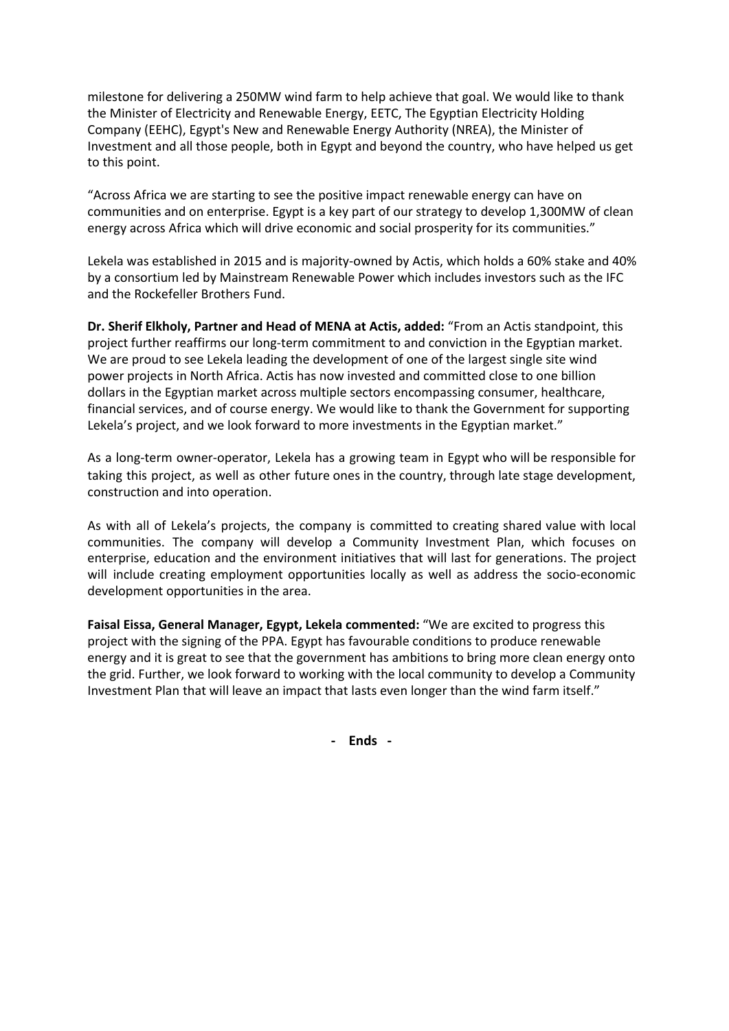milestone for delivering a 250MW wind farm to help achieve that goal. We would like to thank the Minister of Electricity and Renewable Energy, EETC, The Egyptian Electricity Holding Company (EEHC), Egypt's New and Renewable Energy Authority (NREA), the Minister of Investment and all those people, both in Egypt and beyond the country, who have helped us get to this point.

"Across Africa we are starting to see the positive impact renewable energy can have on communities and on enterprise. Egypt is a key part of our strategy to develop 1,300MW of clean energy across Africa which will drive economic and social prosperity for its communities."

Lekela was established in 2015 and is majority-owned by Actis, which holds a 60% stake and 40% by a consortium led by Mainstream Renewable Power which includes investors such as the IFC and the Rockefeller Brothers Fund.

**Dr. Sherif Elkholy, Partner and Head of MENA at Actis, added:** "From an Actis standpoint, this project further reaffirms our long-term commitment to and conviction in the Egyptian market. We are proud to see Lekela leading the development of one of the largest single site wind power projects in North Africa. Actis has now invested and committed close to one billion dollars in the Egyptian market across multiple sectors encompassing consumer, healthcare, financial services, and of course energy. We would like to thank the Government for supporting Lekela's project, and we look forward to more investments in the Egyptian market."

As a long-term owner-operator, Lekela has a growing team in Egypt who will be responsible for taking this project, as well as other future ones in the country, through late stage development, construction and into operation.

As with all of Lekela's projects, the company is committed to creating shared value with local communities. The company will develop a Community Investment Plan, which focuses on enterprise, education and the environment initiatives that will last for generations. The project will include creating employment opportunities locally as well as address the socio-economic development opportunities in the area.

**Faisal Eissa, General Manager, Egypt, Lekela commented:** "We are excited to progress this project with the signing of the PPA. Egypt has favourable conditions to produce renewable energy and it is great to see that the government has ambitions to bring more clean energy onto the grid. Further, we look forward to working with the local community to develop a Community Investment Plan that will leave an impact that lasts even longer than the wind farm itself."

**- Ends -**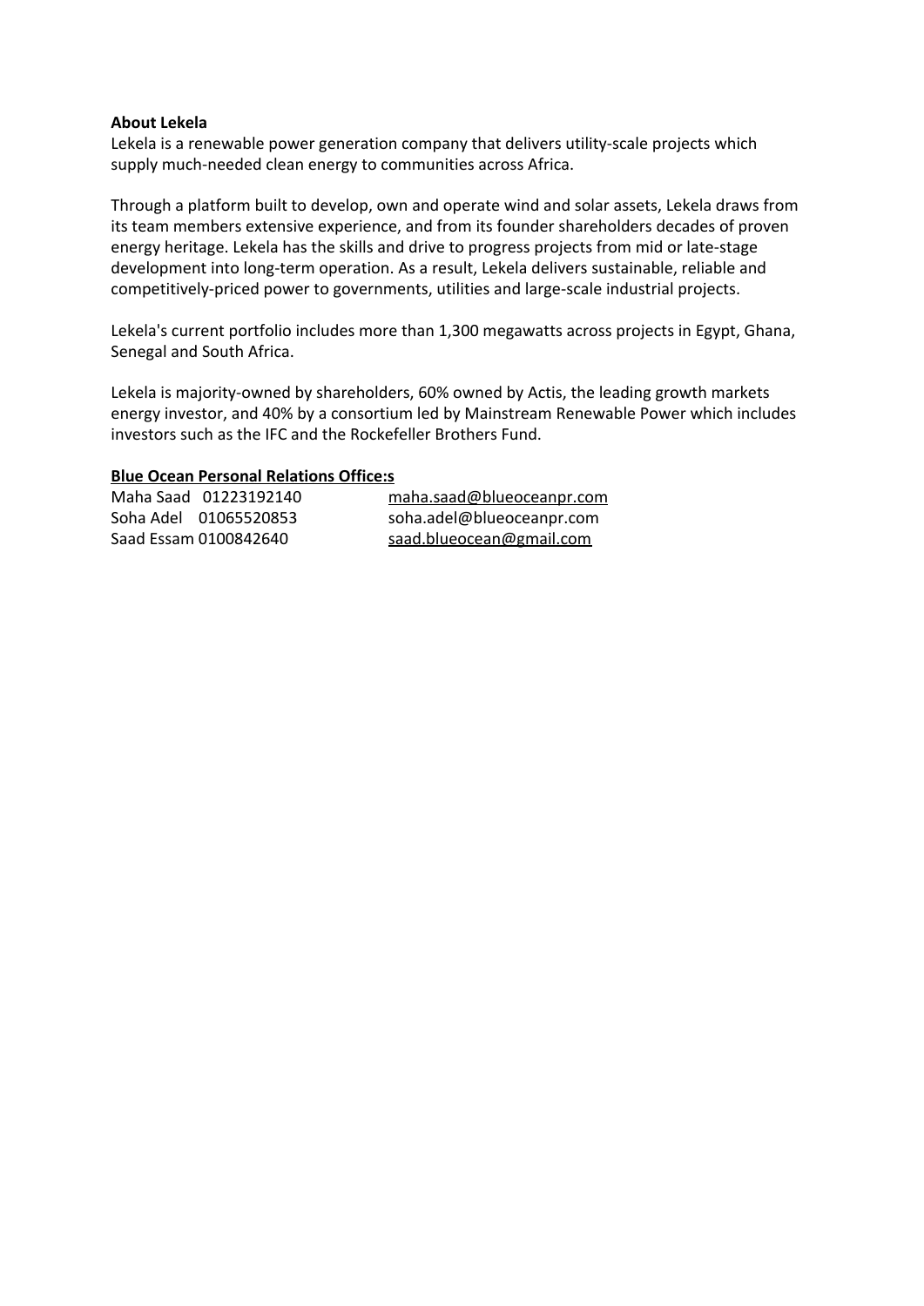**About Lekela**

Lekela is a renewable power generation company that delivers utility-scale projects which supply much-needed clean energy to communities across Africa.

Through a platform built to develop, own and operate wind and solar assets, Lekela draws from its team members extensive experience, and from its founder shareholders decades of proven energy heritage. Lekela has the skills and drive to progress projects from mid or late-stage development into long-term operation. As a result, Lekela delivers sustainable, reliable and competitively-priced power to governments, utilities and large-scale industrial projects.

Lekela's current portfolio includes more than 1,300 megawatts across projects in Egypt, Ghana, Senegal and South Africa.

Lekela is majority-owned by shareholders, 60% owned by Actis, the leading growth markets energy investor, and 40% by a consortium led by Mainstream Renewable Power which includes investors such as the IFC and the Rockefeller Brothers Fund.

**Blue Ocean Personal Relations Office:s**

Maha Saad 01223192140 maha.saad@blueoceanpr.com
Soha Adel 01065520853 soha.adel@blueoceanpr.com
Saad Essam 0100842640 saad.blueocean@gmail.com